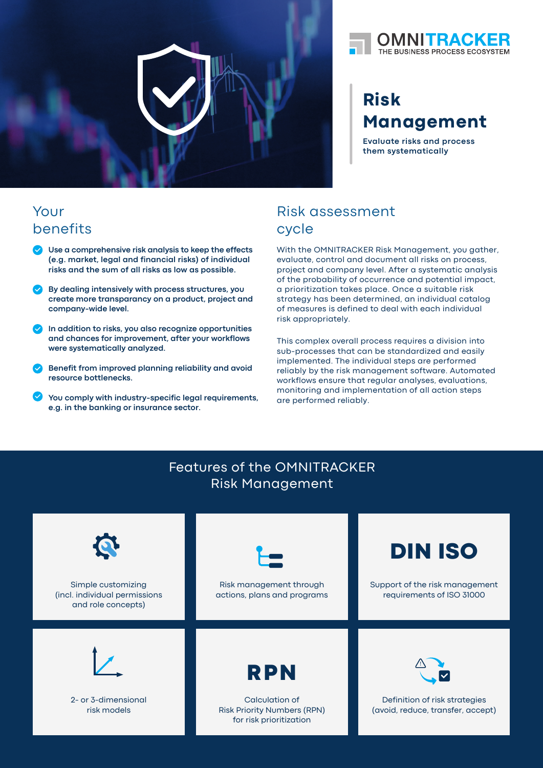OMNITRACKER
THE BUSINESS PROCESS ECOSYSTEM

# Risk Management

**Evaluate risks and process them systematically**

## Your benefits

- **Use a comprehensive risk analysis to keep the effects (e.g. market, legal and financial risks) of individual risks and the sum of all risks as low as possible.**
- **By dealing intensively with process structures, you create more transparency on a product, project and company-wide level.**
- **In addition to risks, you also recognize opportunities and chances for improvement, after your workflows were systematically analyzed.**
- **Benefit from improved planning reliability and avoid resource bottlenecks.**
- **You comply with industry-specific legal requirements, e.g. in the banking or insurance sector.**

## Risk assessment cycle

With the OMNITRACKER Risk Management, you gather, evaluate, control and document all risks on process, project and company level. After a systematic analysis of the probability of occurrence and potential impact, a prioritization takes place. Once a suitable risk strategy has been determined, an individual catalog of measures is defined to deal with each individual risk appropriately.

This complex overall process requires a division into sub-processes that can be standardized and easily implemented. The individual steps are performed reliably by the risk management software. Automated workflows ensure that regular analyses, evaluations, monitoring and implementation of all action steps are performed reliably.

## Features of the OMNITRACKER Risk Management

- Simple customizing (incl. individual permissions and role concepts)
- Risk management through actions, plans and programs
- **DIN ISO** – Support of the risk management requirements of ISO 31000
- 2- or 3-dimensional risk models
- **RPN** – Calculation of Risk Priority Numbers (RPN) for risk prioritization
- Definition of risk strategies (avoid, reduce, transfer, accept)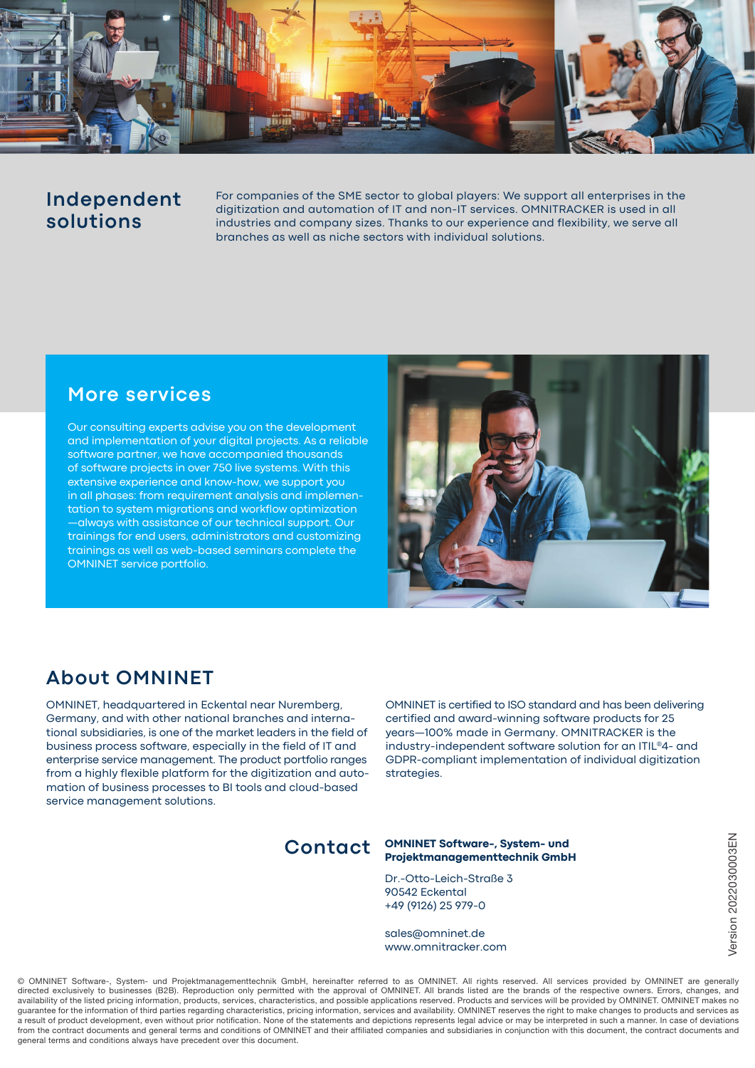## Independent solutions

For companies of the SME sector to global players: We support all enterprises in the digitization and automation of IT and non-IT services. OMNITRACKER is used in all industries and company sizes. Thanks to our experience and flexibility, we serve all branches as well as niche sectors with individual solutions.

## More services

Our consulting experts advise you on the development and implementation of your digital projects. As a reliable software partner, we have accompanied thousands of software projects in over 750 live systems. With this extensive experience and know-how, we support you in all phases: from requirement analysis and implementation to system migrations and workflow optimization —always with assistance of our technical support. Our trainings for end users, administrators and customizing trainings as well as web-based seminars complete the OMNINET service portfolio.

## About OMNINET

OMNINET, headquartered in Eckental near Nuremberg, Germany, and with other national branches and international subsidiaries, is one of the market leaders in the field of business process software, especially in the field of IT and enterprise service management. The product portfolio ranges from a highly flexible platform for the digitization and automation of business processes to BI tools and cloud-based service management solutions.

OMNINET is certified to ISO standard and has been delivering certified and award-winning software products for 25 years—100% made in Germany. OMNITRACKER is the industry-independent software solution for an ITIL®4- and GDPR-compliant implementation of individual digitization strategies.

## Contact

**OMNINET Software-, System- und Projektmanagementtechnik GmbH**

Dr.-Otto-Leich-Straße 3
90542 Eckental
+49 (9126) 25 979-0

sales@omninet.de
www.omnitracker.com

Version 2022030003EN

© OMNINET Software-, System- und Projektmanagementtechnik GmbH, hereinafter referred to as OMNINET. All rights reserved. All services provided by OMNINET are generally directed exclusively to businesses (B2B). Reproduction only permitted with the approval of OMNINET. All brands listed are the brands of the respective owners. Errors, changes, and availability of the listed pricing information, products, services, characteristics, and possible applications reserved. Products and services will be provided by OMNINET. OMNINET makes no guarantee for the information of third parties regarding characteristics, pricing information, services and availability. OMNINET reserves the right to make changes to products and services as a result of product development, even without prior notification. None of the statements and depictions represents legal advice or may be interpreted in such a manner. In case of deviations from the contract documents and general terms and conditions of OMNINET and their affiliated companies and subsidiaries in conjunction with this document, the contract documents and general terms and conditions always have precedent over this document.